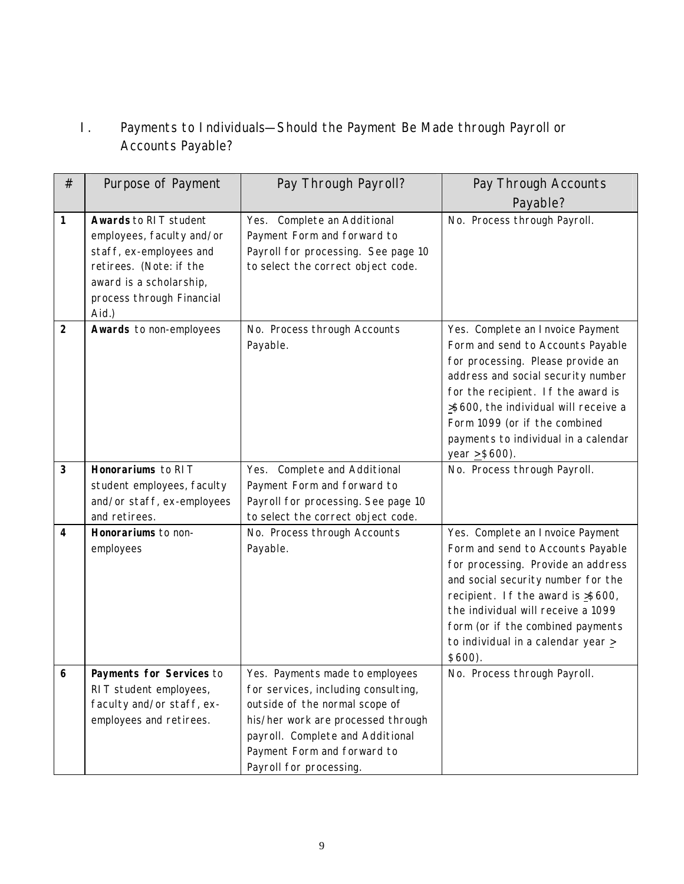## I. Payments to Individuals—Should the Payment Be Made through Payroll or Accounts Payable?

| # | Purpose of Payment | Pay Through Payroll? | Pay Through Accounts Payable? |
|---|---|---|---|
| 1 | **Awards** to RIT student employees, faculty and/or staff, ex-employees and retirees. (Note: if the award is a scholarship, process through Financial Aid.) | Yes. Complete an Additional Payment Form and forward to Payroll for processing. See page 10 to select the correct object code. | No. Process through Payroll. |
| 2 | **Awards** to non-employees | No. Process through Accounts Payable. | Yes. Complete an Invoice Payment Form and send to Accounts Payable for processing. Please provide an address and social security number for the recipient. If the award is $\geq$\$600, the individual will receive a Form 1099 (or if the combined payments to individual in a calendar year $\geq$\$600). |
| 3 | **Honorariums** to RIT student employees, faculty and/or staff, ex-employees and retirees. | Yes. Complete and Additional Payment Form and forward to Payroll for processing. See page 10 to select the correct object code. | No. Process through Payroll. |
| 4 | **Honorariums** to non-employees | No. Process through Accounts Payable. | Yes. Complete an Invoice Payment Form and send to Accounts Payable for processing. Provide an address and social security number for the recipient. If the award is $\geq$\$600, the individual will receive a 1099 form (or if the combined payments to individual in a calendar year $\geq$ \$600). |
| 6 | **Payments for Services** to RIT student employees, faculty and/or staff, ex-employees and retirees. | Yes. Payments made to employees for services, including consulting, outside of the normal scope of his/her work are processed through payroll. Complete and Additional Payment Form and forward to Payroll for processing. | No. Process through Payroll. |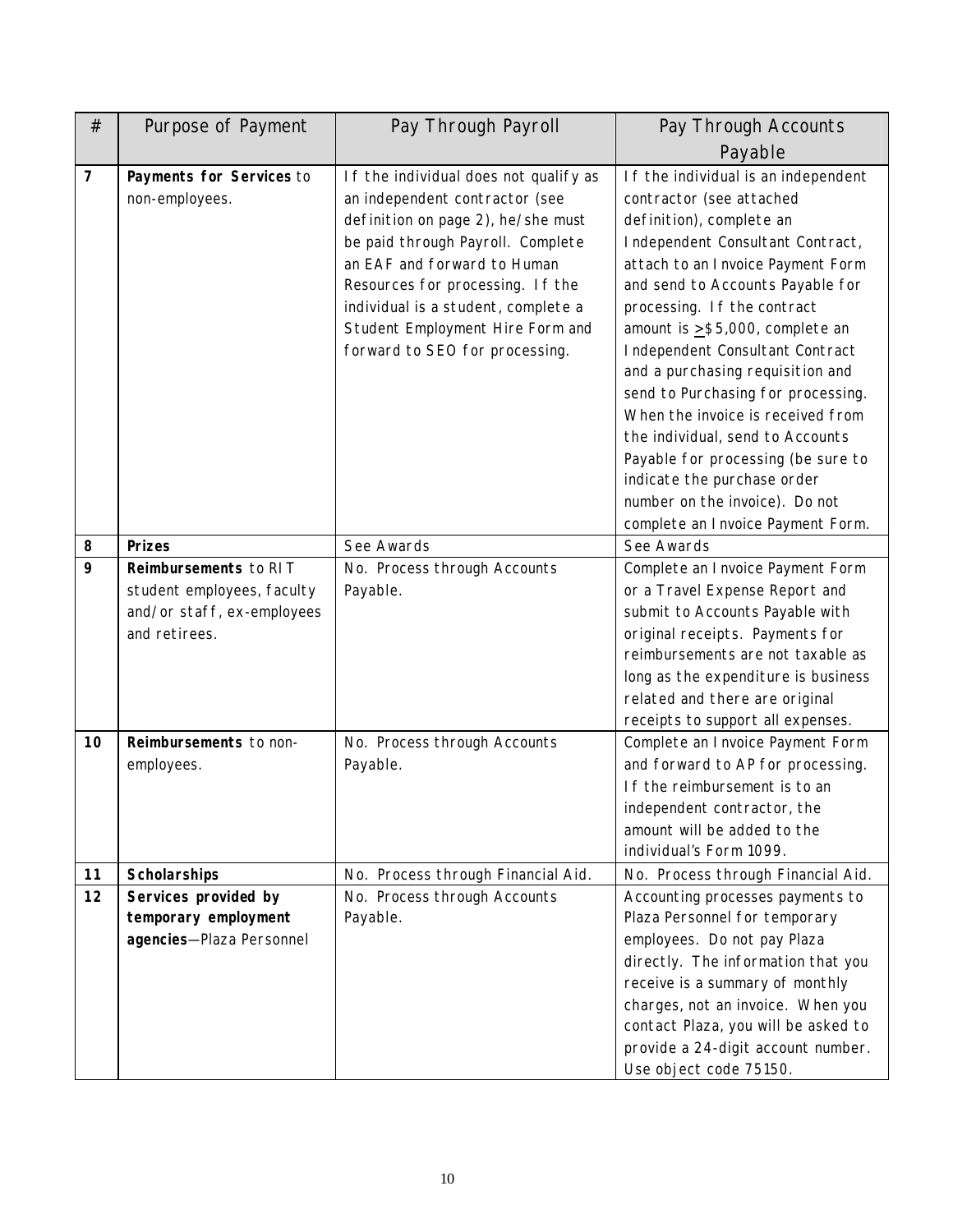| # | Purpose of Payment | Pay Through Payroll | Pay Through Accounts Payable |
|---|---|---|---|
| **7** | **Payments for Services** to non-employees. | If the individual does not qualify as an independent contractor (see definition on page 2), he/she must be paid through Payroll. Complete an EAF and forward to Human Resources for processing. If the individual is a student, complete a Student Employment Hire Form and forward to SEO for processing. | If the individual is an independent contractor (see attached definition), complete an Independent Consultant Contract, attach to an Invoice Payment Form and send to Accounts Payable for processing. If the contract amount is $\geq$\$5,000, complete an Independent Consultant Contract and a purchasing requisition and send to Purchasing for processing. When the invoice is received from the individual, send to Accounts Payable for processing (be sure to indicate the purchase order number on the invoice). Do not complete an Invoice Payment Form. |
| **8** | **Prizes** | See Awards | See Awards |
| **9** | **Reimbursements** to RIT student employees, faculty and/or staff, ex-employees and retirees. | No. Process through Accounts Payable. | Complete an Invoice Payment Form or a Travel Expense Report and submit to Accounts Payable with original receipts. Payments for reimbursements are not taxable as long as the expenditure is business related and there are original receipts to support all expenses. |
| **10** | **Reimbursements** to non-employees. | No. Process through Accounts Payable. | Complete an Invoice Payment Form and forward to AP for processing. If the reimbursement is to an independent contractor, the amount will be added to the individual's Form 1099. |
| **11** | **Scholarships** | No. Process through Financial Aid. | No. Process through Financial Aid. |
| **12** | **Services provided by temporary employment agencies**—Plaza Personnel | No. Process through Accounts Payable. | Accounting processes payments to Plaza Personnel for temporary employees. Do not pay Plaza directly. The information that you receive is a summary of monthly charges, not an invoice. When you contact Plaza, you will be asked to provide a 24-digit account number. Use object code 75150. |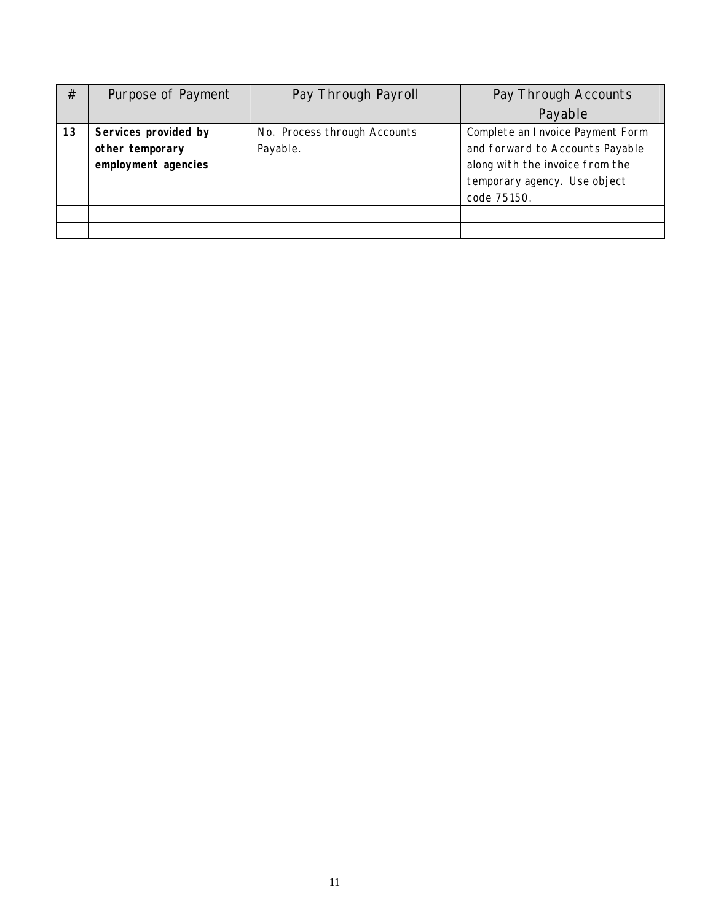| # | Purpose of Payment | Pay Through Payroll | Pay Through Accounts Payable |
|---|---|---|---|
| **13** | **Services provided by other temporary employment agencies** | No. Process through Accounts Payable. | Complete an Invoice Payment Form and forward to Accounts Payable along with the invoice from the temporary agency. Use object code 75150. |
| | | | |
| | | | |